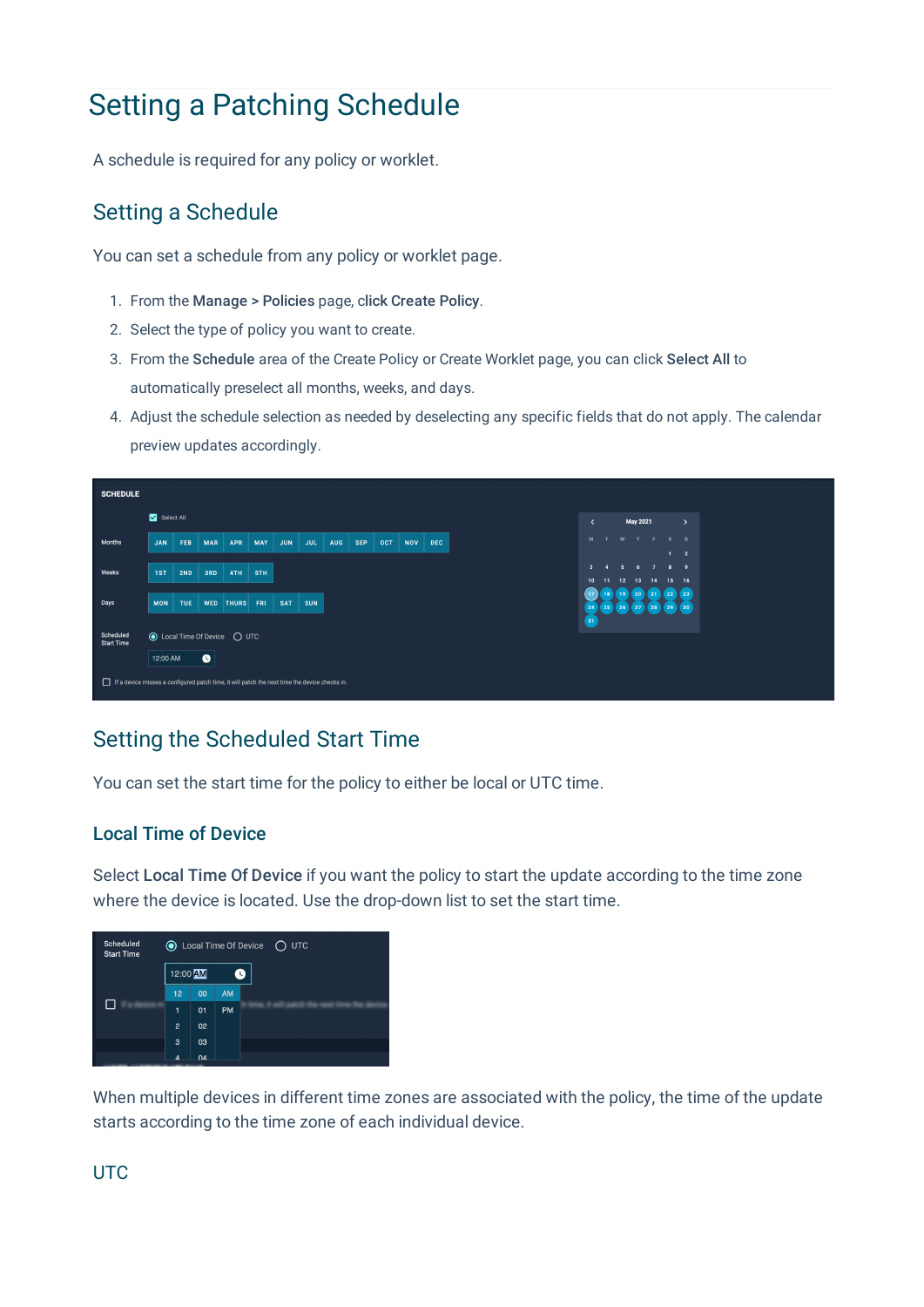# Setting a Patching Schedule

A schedule is required for any policy or worklet.

## Setting a Schedule

You can set a schedule from any policy or worklet page.

1. From the **Manage > Policies** page, click **Create Policy**.
2. Select the type of policy you want to create.
3. From the **Schedule** area of the Create Policy or Create Worklet page, you can click **Select All** to automatically preselect all months, weeks, and days.
4. Adjust the schedule selection as needed by deselecting any specific fields that do not apply. The calendar preview updates accordingly.

## Setting the Scheduled Start Time

You can set the start time for the policy to either be local or UTC time.

### Local Time of Device

Select **Local Time Of Device** if you want the policy to start the update according to the time zone where the device is located. Use the drop-down list to set the start time.

When multiple devices in different time zones are associated with the policy, the time of the update starts according to the time zone of each individual device.

### UTC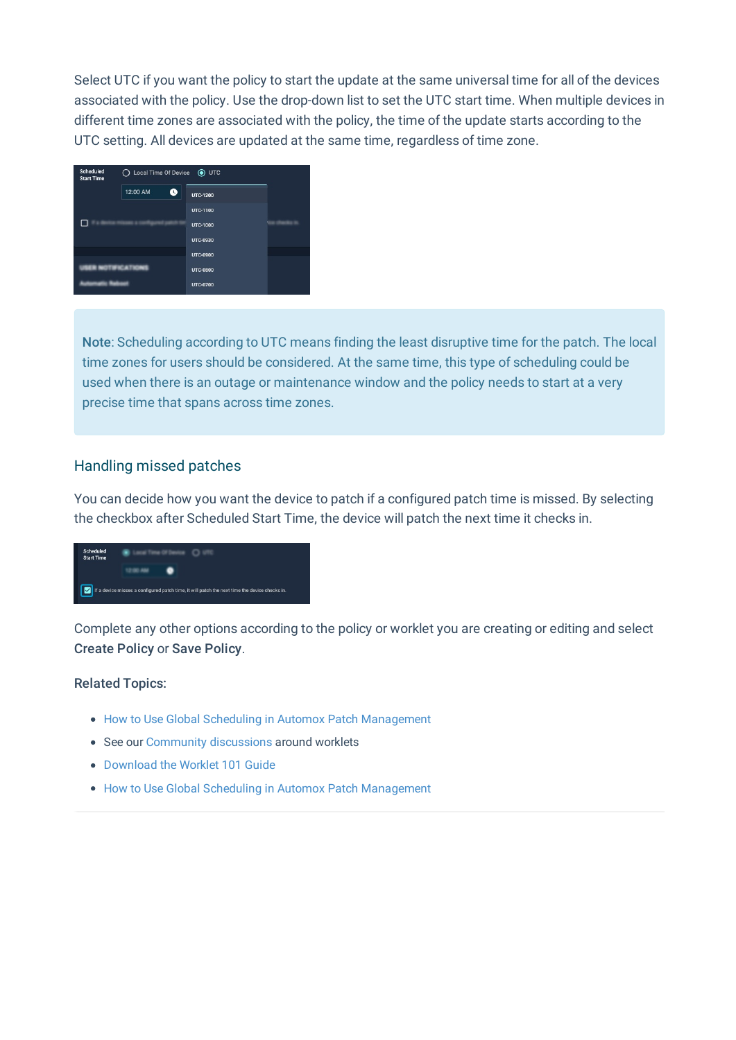Select UTC if you want the policy to start the update at the same universal time for all of the devices associated with the policy. Use the drop-down list to set the UTC start time. When multiple devices in different time zones are associated with the policy, the time of the update starts according to the UTC setting. All devices are updated at the same time, regardless of time zone.

> **Note**: Scheduling according to UTC means finding the least disruptive time for the patch. The local time zones for users should be considered. At the same time, this type of scheduling could be used when there is an outage or maintenance window and the policy needs to start at a very precise time that spans across time zones.

## Handling missed patches

You can decide how you want the device to patch if a configured patch time is missed. By selecting the checkbox after Scheduled Start Time, the device will patch the next time it checks in.

Complete any other options according to the policy or worklet you are creating or editing and select **Create Policy** or **Save Policy**.

**Related Topics:**

- How to Use Global Scheduling in Automox Patch Management
- See our Community discussions around worklets
- Download the Worklet 101 Guide
- How to Use Global Scheduling in Automox Patch Management